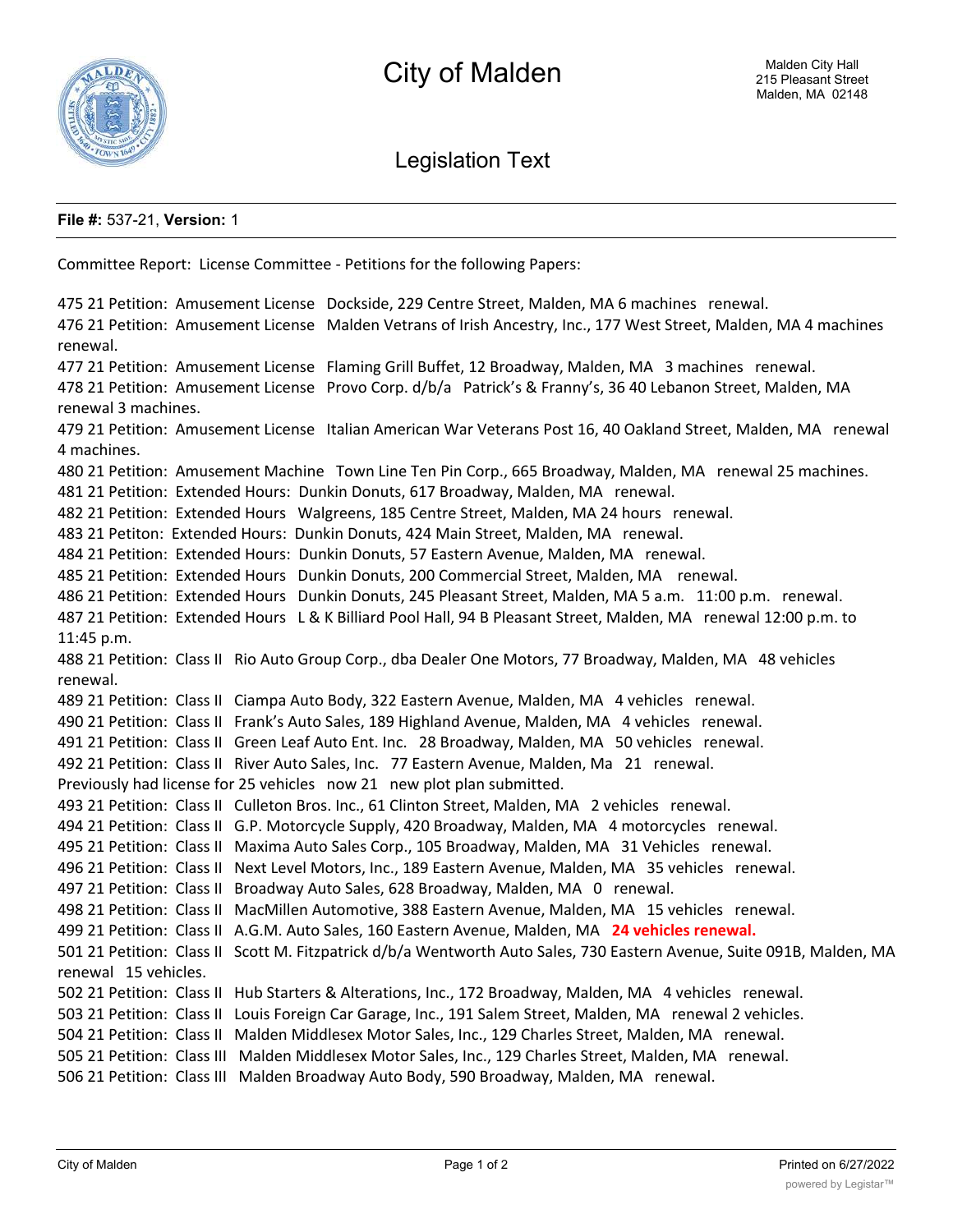# City of Malden

Malden City Hall
215 Pleasant Street
Malden, MA 02148

## Legislation Text

**File #:** 537-21, **Version:** 1

Committee Report: License Committee - Petitions for the following Papers:

475 21 Petition: Amusement License Dockside, 229 Centre Street, Malden, MA 6 machines renewal.
476 21 Petition: Amusement License Malden Vetrans of Irish Ancestry, Inc., 177 West Street, Malden, MA 4 machines renewal.
477 21 Petition: Amusement License Flaming Grill Buffet, 12 Broadway, Malden, MA 3 machines renewal.
478 21 Petition: Amusement License Provo Corp. d/b/a Patrick's & Franny's, 36 40 Lebanon Street, Malden, MA renewal 3 machines.
479 21 Petition: Amusement License Italian American War Veterans Post 16, 40 Oakland Street, Malden, MA renewal 4 machines.
480 21 Petition: Amusement Machine Town Line Ten Pin Corp., 665 Broadway, Malden, MA renewal 25 machines.
481 21 Petition: Extended Hours: Dunkin Donuts, 617 Broadway, Malden, MA renewal.
482 21 Petition: Extended Hours Walgreens, 185 Centre Street, Malden, MA 24 hours renewal.
483 21 Petiton: Extended Hours: Dunkin Donuts, 424 Main Street, Malden, MA renewal.
484 21 Petition: Extended Hours: Dunkin Donuts, 57 Eastern Avenue, Malden, MA renewal.
485 21 Petition: Extended Hours Dunkin Donuts, 200 Commercial Street, Malden, MA renewal.
486 21 Petition: Extended Hours Dunkin Donuts, 245 Pleasant Street, Malden, MA 5 a.m. 11:00 p.m. renewal.
487 21 Petition: Extended Hours L & K Billiard Pool Hall, 94 B Pleasant Street, Malden, MA renewal 12:00 p.m. to 11:45 p.m.
488 21 Petition: Class II Rio Auto Group Corp., dba Dealer One Motors, 77 Broadway, Malden, MA 48 vehicles renewal.
489 21 Petition: Class II Ciampa Auto Body, 322 Eastern Avenue, Malden, MA 4 vehicles renewal.
490 21 Petition: Class II Frank's Auto Sales, 189 Highland Avenue, Malden, MA 4 vehicles renewal.
491 21 Petition: Class II Green Leaf Auto Ent. Inc. 28 Broadway, Malden, MA 50 vehicles renewal.
492 21 Petition: Class II River Auto Sales, Inc. 77 Eastern Avenue, Malden, Ma 21 renewal.
Previously had license for 25 vehicles now 21 new plot plan submitted.
493 21 Petition: Class II Culleton Bros. Inc., 61 Clinton Street, Malden, MA 2 vehicles renewal.
494 21 Petition: Class II G.P. Motorcycle Supply, 420 Broadway, Malden, MA 4 motorcycles renewal.
495 21 Petition: Class II Maxima Auto Sales Corp., 105 Broadway, Malden, MA 31 Vehicles renewal.
496 21 Petition: Class II Next Level Motors, Inc., 189 Eastern Avenue, Malden, MA 35 vehicles renewal.
497 21 Petition: Class II Broadway Auto Sales, 628 Broadway, Malden, MA 0 renewal.
498 21 Petition: Class II MacMillen Automotive, 388 Eastern Avenue, Malden, MA 15 vehicles renewal.
499 21 Petition: Class II A.G.M. Auto Sales, 160 Eastern Avenue, Malden, MA **24 vehicles renewal.**
501 21 Petition: Class II Scott M. Fitzpatrick d/b/a Wentworth Auto Sales, 730 Eastern Avenue, Suite 091B, Malden, MA renewal 15 vehicles.
502 21 Petition: Class II Hub Starters & Alterations, Inc., 172 Broadway, Malden, MA 4 vehicles renewal.
503 21 Petition: Class II Louis Foreign Car Garage, Inc., 191 Salem Street, Malden, MA renewal 2 vehicles.
504 21 Petition: Class II Malden Middlesex Motor Sales, Inc., 129 Charles Street, Malden, MA renewal.
505 21 Petition: Class III Malden Middlesex Motor Sales, Inc., 129 Charles Street, Malden, MA renewal.
506 21 Petition: Class III Malden Broadway Auto Body, 590 Broadway, Malden, MA renewal.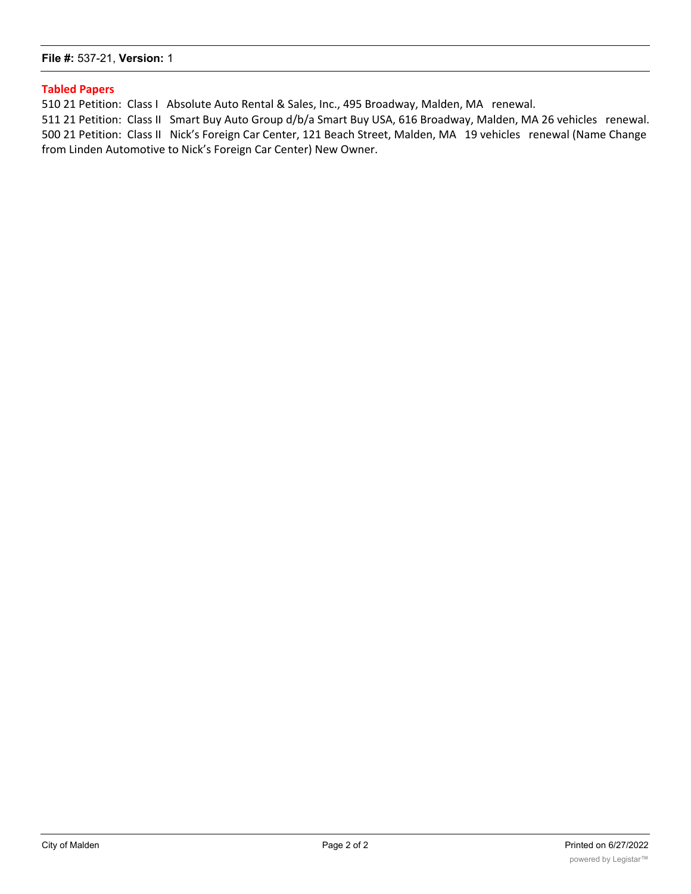**File #:** 537-21, **Version:** 1

## Tabled Papers

510 21 Petition: Class I Absolute Auto Rental & Sales, Inc., 495 Broadway, Malden, MA renewal.
511 21 Petition: Class II Smart Buy Auto Group d/b/a Smart Buy USA, 616 Broadway, Malden, MA 26 vehicles renewal.
500 21 Petition: Class II Nick's Foreign Car Center, 121 Beach Street, Malden, MA 19 vehicles renewal (Name Change from Linden Automotive to Nick's Foreign Car Center) New Owner.